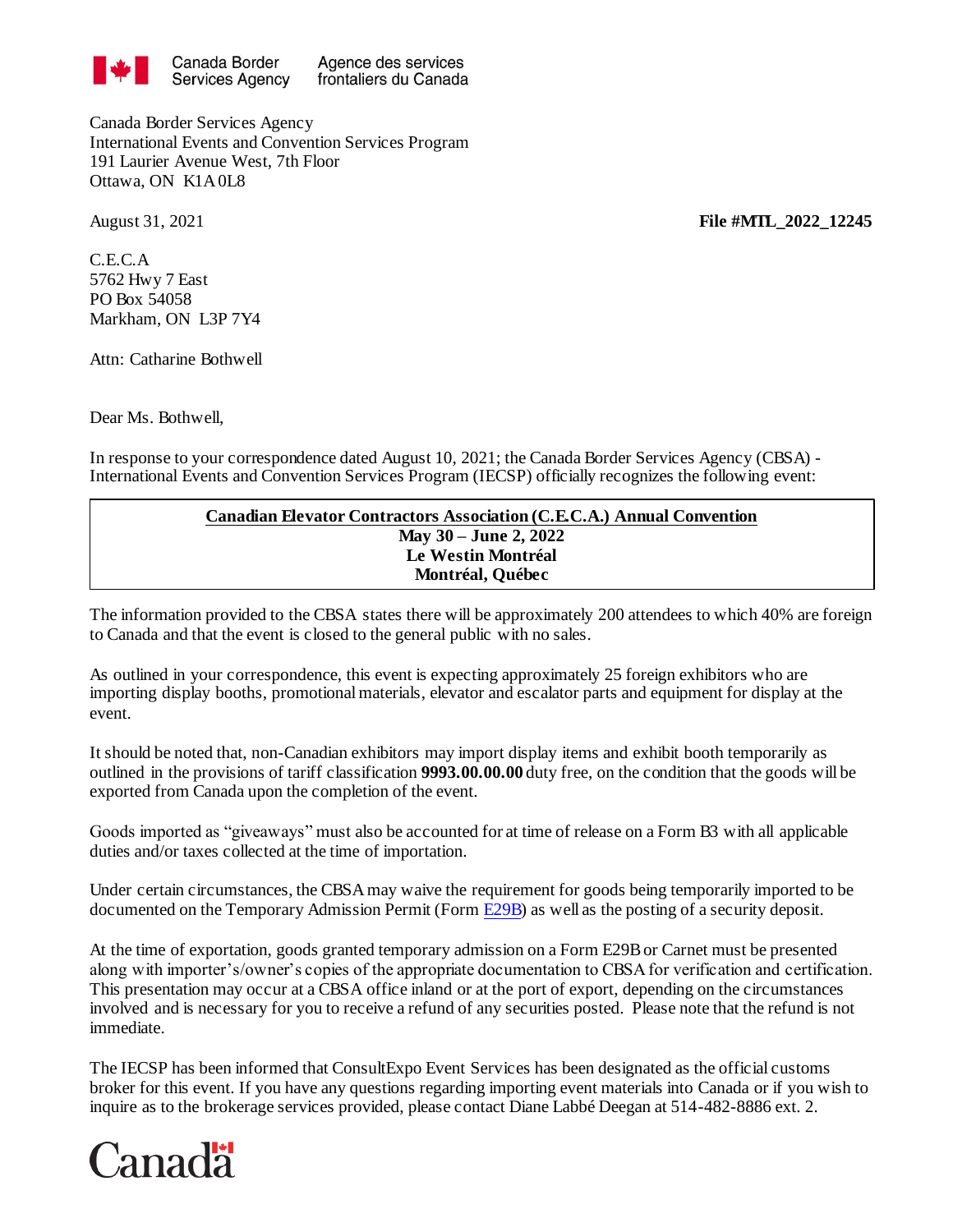Canada Border Services Agency / Agence des services frontaliers du Canada

Canada Border Services Agency
International Events and Convention Services Program
191 Laurier Avenue West, 7th Floor
Ottawa, ON K1A 0L8

August 31, 2021 **File #MTL_2022_12245**

C.E.C.A
5762 Hwy 7 East
PO Box 54058
Markham, ON L3P 7Y4

Attn: Catharine Bothwell

Dear Ms. Bothwell,

In response to your correspondence dated August 10, 2021; the Canada Border Services Agency (CBSA) - International Events and Convention Services Program (IECSP) officially recognizes the following event:

| **Canadian Elevator Contractors Association (C.E.C.A.) Annual Convention**<br>**May 30 – June 2, 2022**<br>**Le Westin Montréal**<br>**Montréal, Québec** |
|---|

The information provided to the CBSA states there will be approximately 200 attendees to which 40% are foreign to Canada and that the event is closed to the general public with no sales.

As outlined in your correspondence, this event is expecting approximately 25 foreign exhibitors who are importing display booths, promotional materials, elevator and escalator parts and equipment for display at the event.

It should be noted that, non-Canadian exhibitors may import display items and exhibit booth temporarily as outlined in the provisions of tariff classification **9993.00.00.00** duty free, on the condition that the goods will be exported from Canada upon the completion of the event.

Goods imported as "giveaways" must also be accounted for at time of release on a Form B3 with all applicable duties and/or taxes collected at the time of importation.

Under certain circumstances, the CBSA may waive the requirement for goods being temporarily imported to be documented on the Temporary Admission Permit (Form E29B) as well as the posting of a security deposit.

At the time of exportation, goods granted temporary admission on a Form E29B or Carnet must be presented along with importer's/owner's copies of the appropriate documentation to CBSA for verification and certification. This presentation may occur at a CBSA office inland or at the port of export, depending on the circumstances involved and is necessary for you to receive a refund of any securities posted. Please note that the refund is not immediate.

The IECSP has been informed that ConsultExpo Event Services has been designated as the official customs broker for this event. If you have any questions regarding importing event materials into Canada or if you wish to inquire as to the brokerage services provided, please contact Diane Labbé Deegan at 514-482-8886 ext. 2.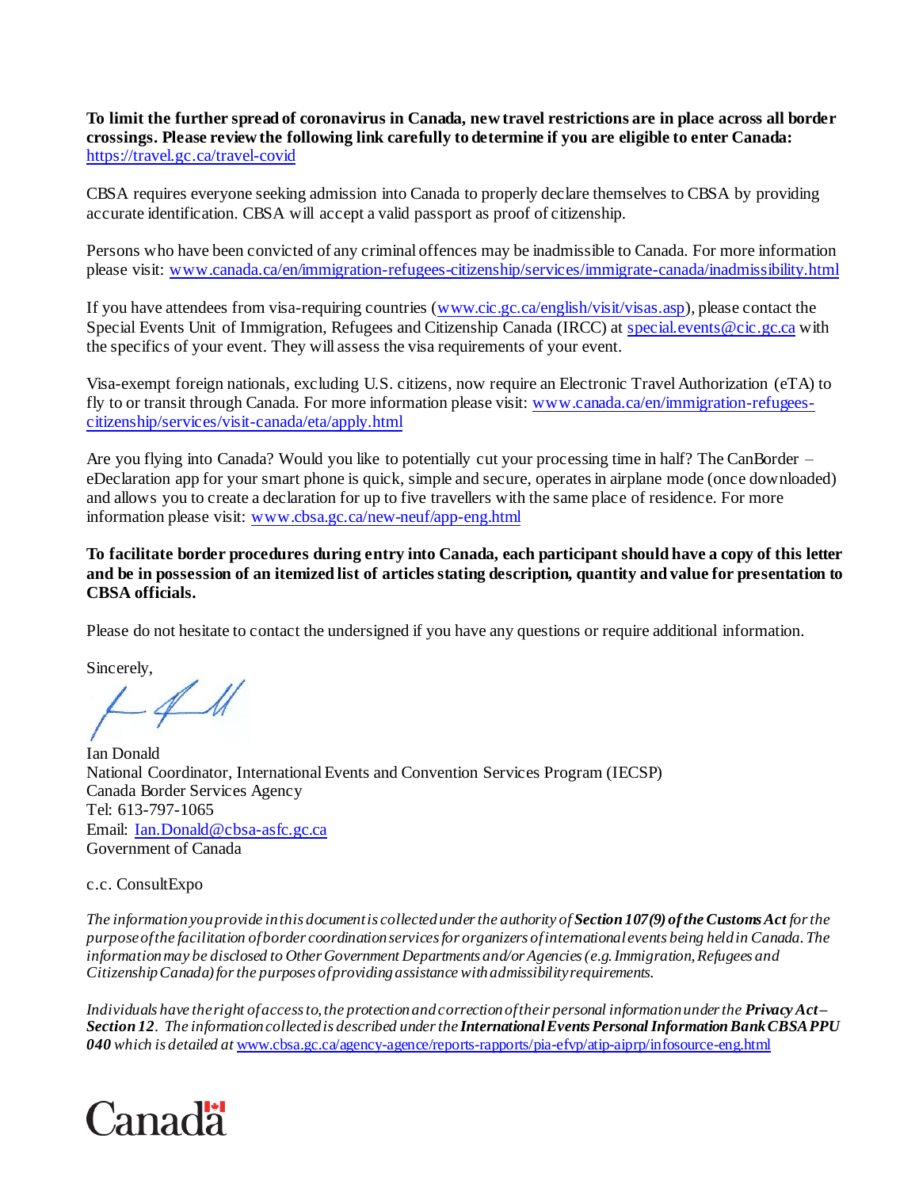**To limit the further spread of coronavirus in Canada, new travel restrictions are in place across all border crossings. Please review the following link carefully to determine if you are eligible to enter Canada:** https://travel.gc.ca/travel-covid

CBSA requires everyone seeking admission into Canada to properly declare themselves to CBSA by providing accurate identification. CBSA will accept a valid passport as proof of citizenship.

Persons who have been convicted of any criminal offences may be inadmissible to Canada. For more information please visit: www.canada.ca/en/immigration-refugees-citizenship/services/immigrate-canada/inadmissibility.html

If you have attendees from visa-requiring countries (www.cic.gc.ca/english/visit/visas.asp), please contact the Special Events Unit of Immigration, Refugees and Citizenship Canada (IRCC) at special.events@cic.gc.ca with the specifics of your event. They will assess the visa requirements of your event.

Visa-exempt foreign nationals, excluding U.S. citizens, now require an Electronic Travel Authorization (eTA) to fly to or transit through Canada. For more information please visit: www.canada.ca/en/immigration-refugees-citizenship/services/visit-canada/eta/apply.html

Are you flying into Canada? Would you like to potentially cut your processing time in half? The CanBorder – eDeclaration app for your smart phone is quick, simple and secure, operates in airplane mode (once downloaded) and allows you to create a declaration for up to five travellers with the same place of residence. For more information please visit: www.cbsa.gc.ca/new-neuf/app-eng.html

**To facilitate border procedures during entry into Canada, each participant should have a copy of this letter and be in possession of an itemized list of articles stating description, quantity and value for presentation to CBSA officials.**

Please do not hesitate to contact the undersigned if you have any questions or require additional information.

Sincerely,

Ian Donald
National Coordinator, International Events and Convention Services Program (IECSP)
Canada Border Services Agency
Tel: 613-797-1065
Email: Ian.Donald@cbsa-asfc.gc.ca
Government of Canada

c.c. ConsultExpo

*The information you provide in this document is collected under the authority of **Section 107(9) of the Customs Act** for the purpose of the facilitation of border coordination services for organizers of international events being held in Canada. The information may be disclosed to Other Government Departments and/or Agencies (e.g. Immigration, Refugees and Citizenship Canada) for the purposes of providing assistance with admissibility requirements.*

*Individuals have the right of access to, the protection and correction of their personal information under the **Privacy Act – Section 12**. The information collected is described under the **International Events Personal Information Bank CBSA PPU 040** which is detailed at* www.cbsa.gc.ca/agency-agence/reports-rapports/pia-efvp/atip-aiprp/infosource-eng.html

Canada